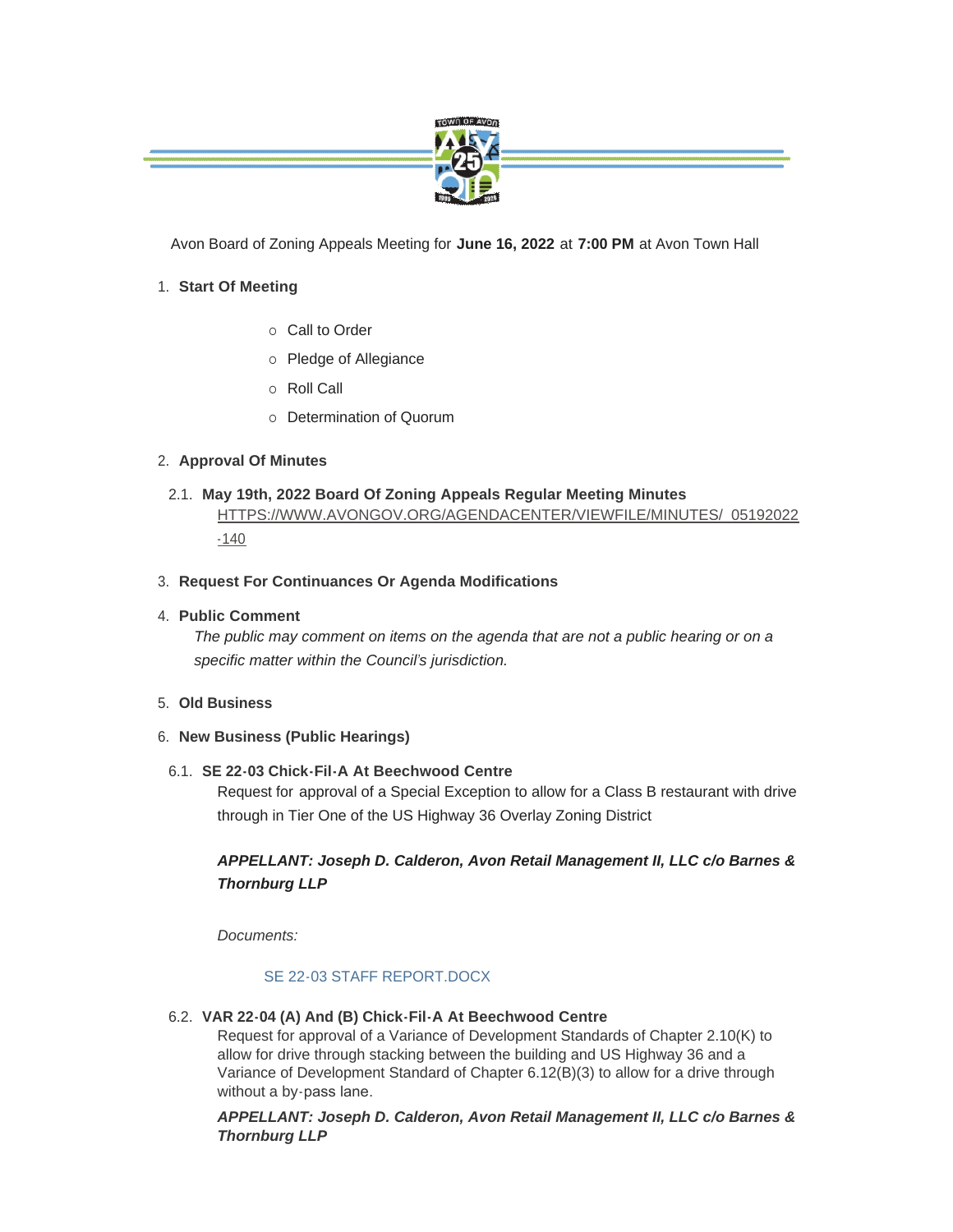Avon Board of Zoning Appeals Meeting for **June 16, 2022** at **7:00 PM** at Avon Town Hall

1. **Start Of Meeting**
    - Call to Order
    - Pledge of Allegiance
    - Roll Call
    - Determination of Quorum

2. **Approval Of Minutes**

    2.1. **May 19th, 2022 Board Of Zoning Appeals Regular Meeting Minutes**
    HTTPS://WWW.AVONGOV.ORG/AGENDACENTER/VIEWFILE/MINUTES/_05192022-140

3. **Request For Continuances Or Agenda Modifications**

4. **Public Comment**
    *The public may comment on items on the agenda that are not a public hearing or on a specific matter within the Council's jurisdiction.*

5. **Old Business**

6. **New Business (Public Hearings)**

    6.1. **SE 22-03 Chick-Fil-A At Beechwood Centre**
    Request for approval of a Special Exception to allow for a Class B restaurant with drive through in Tier One of the US Highway 36 Overlay Zoning District

    ***APPELLANT: Joseph D. Calderon, Avon Retail Management II, LLC c/o Barnes & Thornburg LLP***

    *Documents:*

    SE 22-03 STAFF REPORT.DOCX

    6.2. **VAR 22-04 (A) And (B) Chick-Fil-A At Beechwood Centre**
    Request for approval of a Variance of Development Standards of Chapter 2.10(K) to allow for drive through stacking between the building and US Highway 36 and a Variance of Development Standard of Chapter 6.12(B)(3) to allow for a drive through without a by-pass lane.

    ***APPELLANT: Joseph D. Calderon, Avon Retail Management II, LLC c/o Barnes & Thornburg LLP***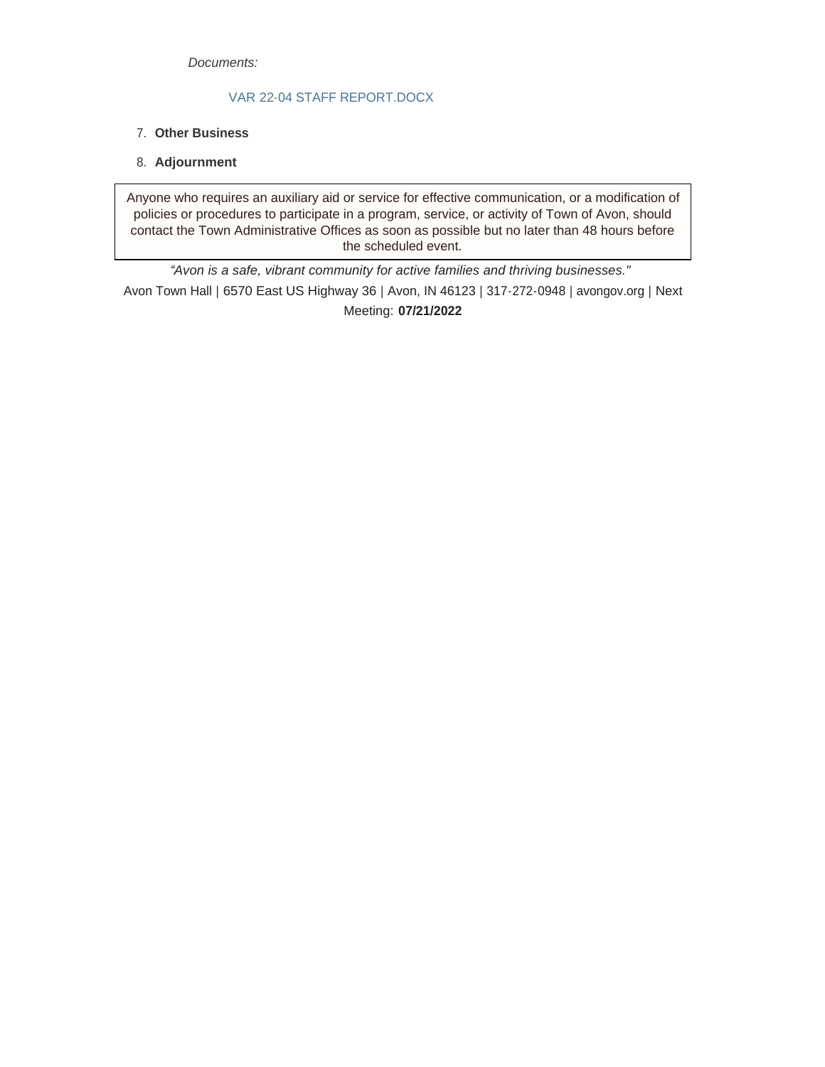*Documents:*

VAR 22-04 STAFF REPORT.DOCX

7. **Other Business**

8. **Adjournment**

Anyone who requires an auxiliary aid or service for effective communication, or a modification of policies or procedures to participate in a program, service, or activity of Town of Avon, should contact the Town Administrative Offices as soon as possible but no later than 48 hours before the scheduled event.

*"Avon is a safe, vibrant community for active families and thriving businesses."*

Avon Town Hall | 6570 East US Highway 36 | Avon, IN 46123 | 317-272-0948 | avongov.org | Next Meeting: **07/21/2022**